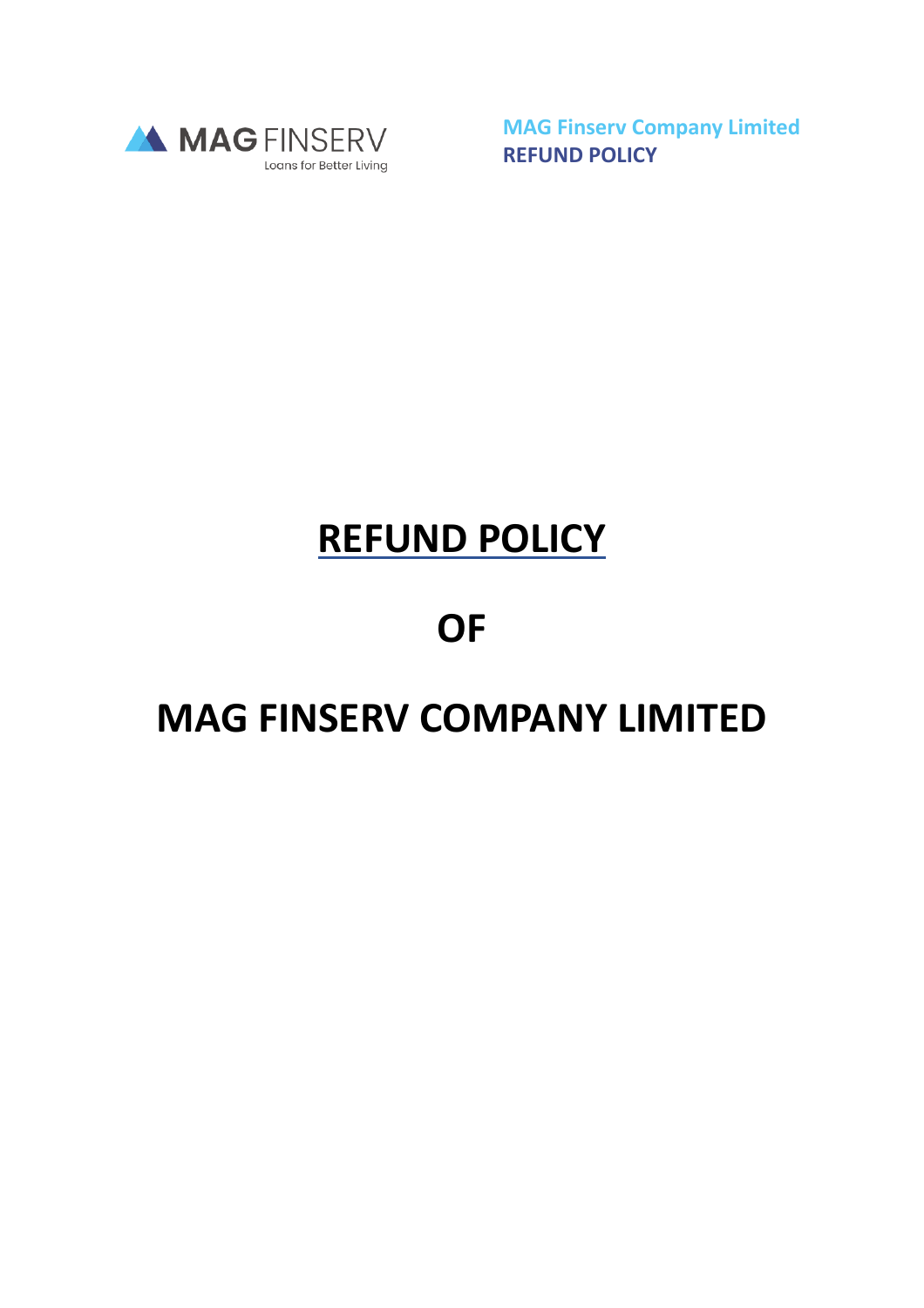# REFUND POLICY

# OF

# MAG FINSERV COMPANY LIMITED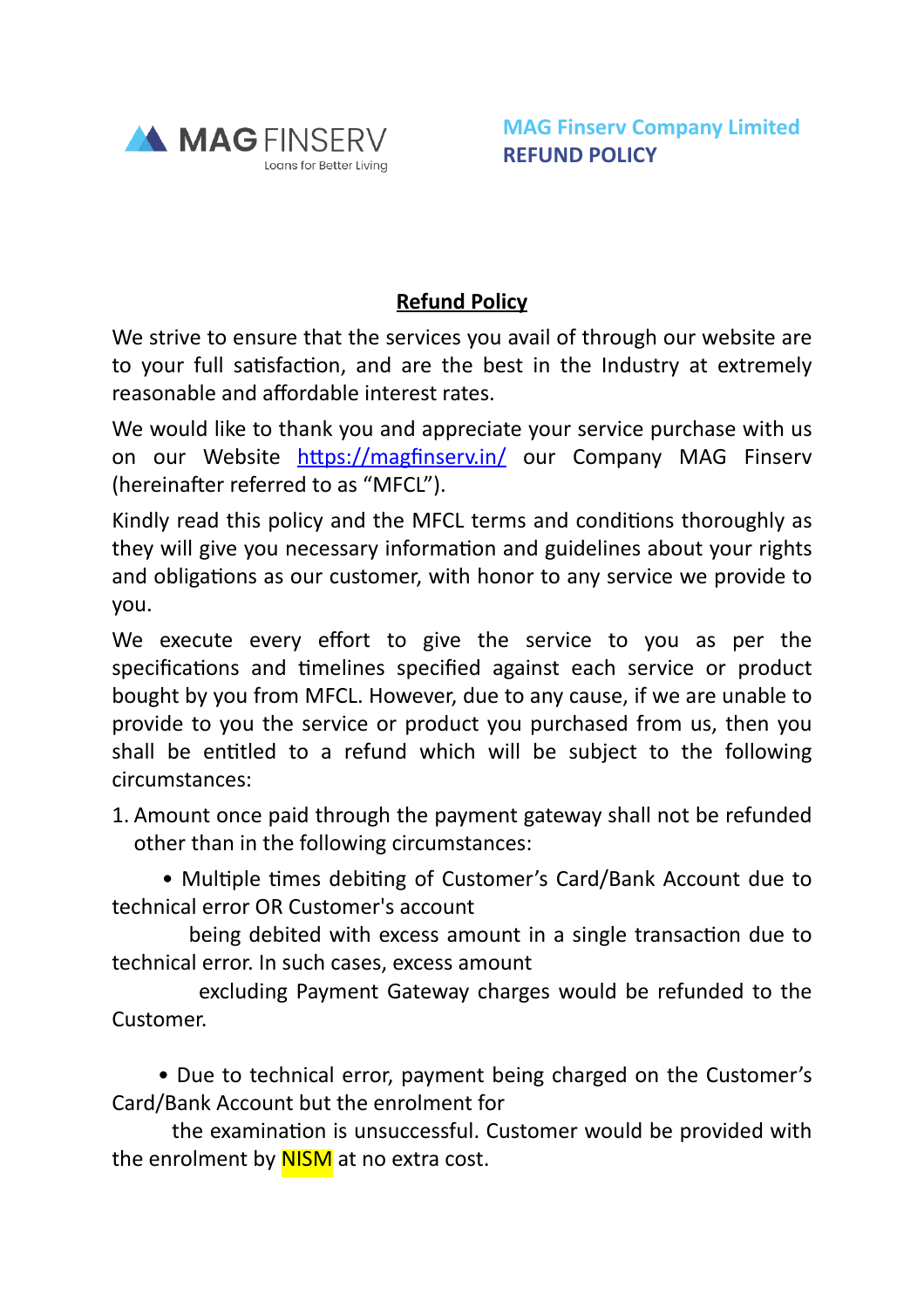**MAG Finserv Company Limited**
**REFUND POLICY**

## Refund Policy

We strive to ensure that the services you avail of through our website are to your full satisfaction, and are the best in the Industry at extremely reasonable and affordable interest rates.

We would like to thank you and appreciate your service purchase with us on our Website https://magfinserv.in/ our Company MAG Finserv (hereinafter referred to as "MFCL").

Kindly read this policy and the MFCL terms and conditions thoroughly as they will give you necessary information and guidelines about your rights and obligations as our customer, with honor to any service we provide to you.

We execute every effort to give the service to you as per the specifications and timelines specified against each service or product bought by you from MFCL. However, due to any cause, if we are unable to provide to you the service or product you purchased from us, then you shall be entitled to a refund which will be subject to the following circumstances:

1. Amount once paid through the payment gateway shall not be refunded other than in the following circumstances:

   - Multiple times debiting of Customer's Card/Bank Account due to technical error OR Customer's account being debited with excess amount in a single transaction due to technical error. In such cases, excess amount excluding Payment Gateway charges would be refunded to the Customer.

   - Due to technical error, payment being charged on the Customer's Card/Bank Account but the enrolment for the examination is unsuccessful. Customer would be provided with the enrolment by NISM at no extra cost.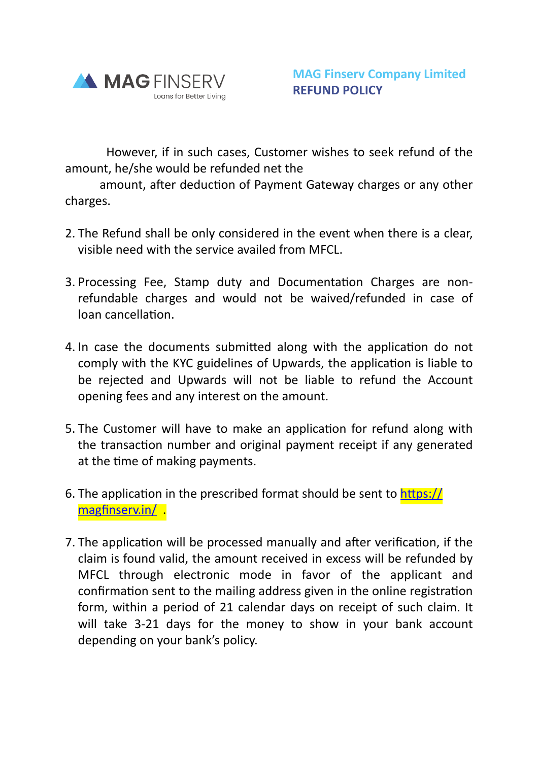However, if in such cases, Customer wishes to seek refund of the amount, he/she would be refunded net the amount, after deduction of Payment Gateway charges or any other charges.

2. The Refund shall be only considered in the event when there is a clear, visible need with the service availed from MFCL.

3. Processing Fee, Stamp duty and Documentation Charges are non-refundable charges and would not be waived/refunded in case of loan cancellation.

4. In case the documents submitted along with the application do not comply with the KYC guidelines of Upwards, the application is liable to be rejected and Upwards will not be liable to refund the Account opening fees and any interest on the amount.

5. The Customer will have to make an application for refund along with the transaction number and original payment receipt if any generated at the time of making payments.

6. The application in the prescribed format should be sent to [https://magfinserv.in/](https://magfinserv.in/) .

7. The application will be processed manually and after verification, if the claim is found valid, the amount received in excess will be refunded by MFCL through electronic mode in favor of the applicant and confirmation sent to the mailing address given in the online registration form, within a period of 21 calendar days on receipt of such claim. It will take 3-21 days for the money to show in your bank account depending on your bank's policy.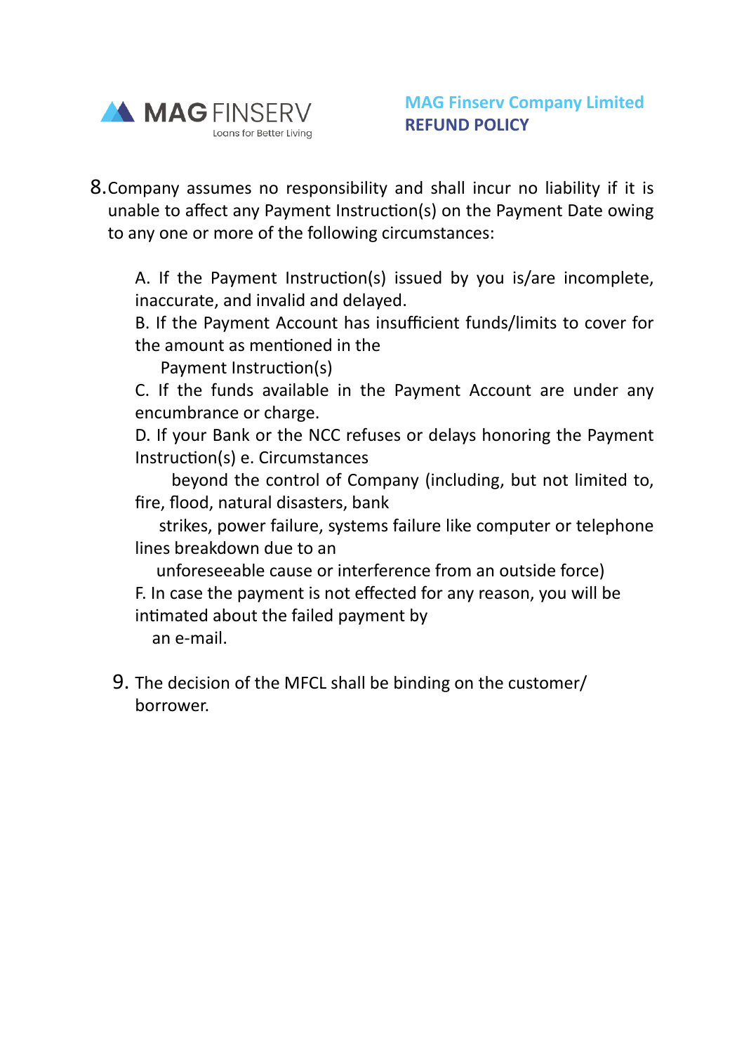8. Company assumes no responsibility and shall incur no liability if it is unable to affect any Payment Instruction(s) on the Payment Date owing to any one or more of the following circumstances:

   A. If the Payment Instruction(s) issued by you is/are incomplete, inaccurate, and invalid and delayed.
   B. If the Payment Account has insufficient funds/limits to cover for the amount as mentioned in the Payment Instruction(s)
   C. If the funds available in the Payment Account are under any encumbrance or charge.
   D. If your Bank or the NCC refuses or delays honoring the Payment Instruction(s) e. Circumstances beyond the control of Company (including, but not limited to, fire, flood, natural disasters, bank strikes, power failure, systems failure like computer or telephone lines breakdown due to an unforeseeable cause or interference from an outside force)
   F. In case the payment is not effected for any reason, you will be intimated about the failed payment by an e-mail.

9. The decision of the MFCL shall be binding on the customer/ borrower.